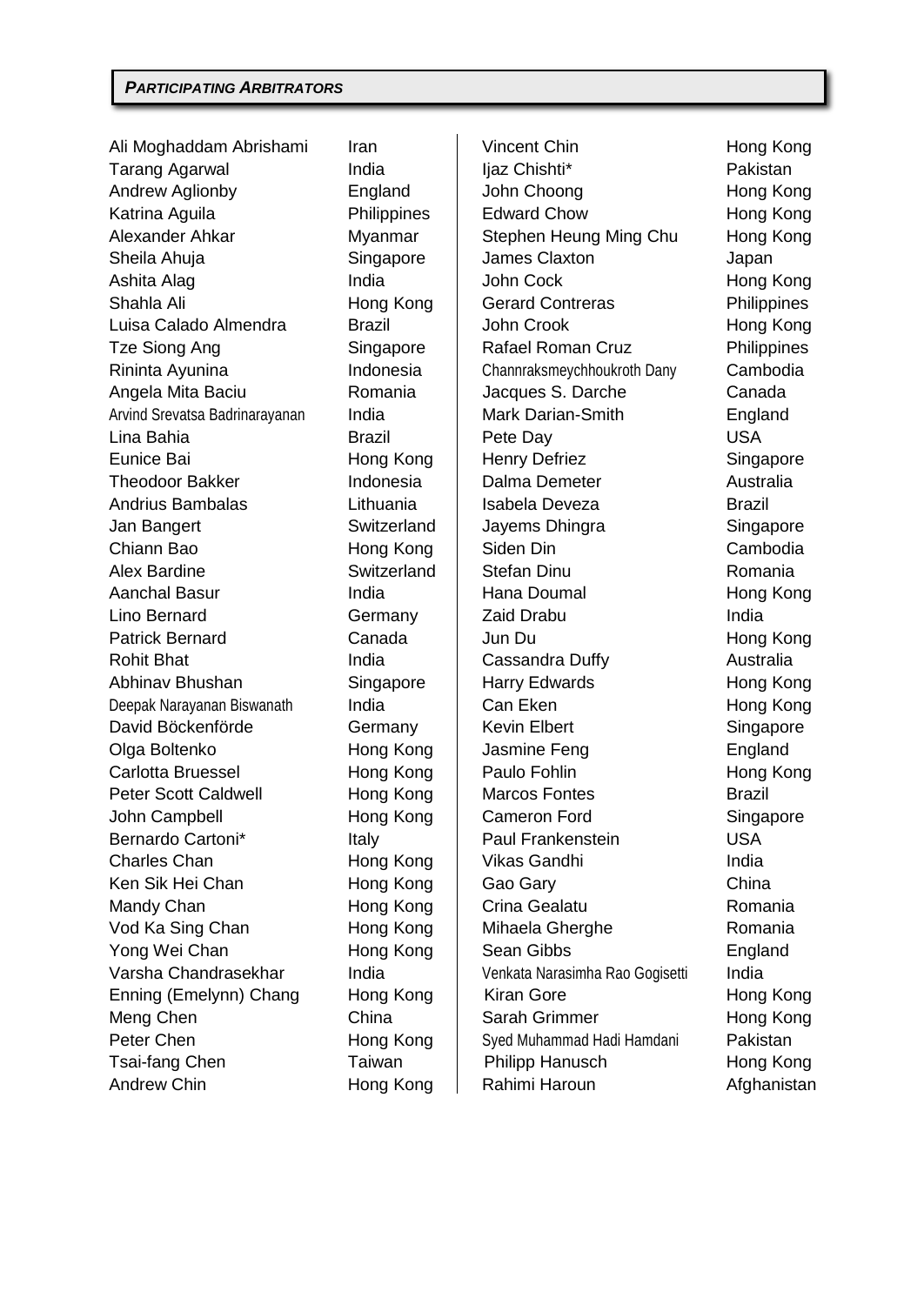***PARTICIPATING ARBITRATORS***

| Name | Country |
|---|---|
| Ali Moghaddam Abrishami | Iran |
| Tarang Agarwal | India |
| Andrew Aglionby | England |
| Katrina Aguila | Philippines |
| Alexander Ahkar | Myanmar |
| Sheila Ahuja | Singapore |
| Ashita Alag | India |
| Shahla Ali | Hong Kong |
| Luisa Calado Almendra | Brazil |
| Tze Siong Ang | Singapore |
| Rininta Ayunina | Indonesia |
| Angela Mita Baciu | Romania |
| Arvind Srevatsa Badrinarayanan | India |
| Lina Bahia | Brazil |
| Eunice Bai | Hong Kong |
| Theodoor Bakker | Indonesia |
| Andrius Bambalas | Lithuania |
| Jan Bangert | Switzerland |
| Chiann Bao | Hong Kong |
| Alex Bardine | Switzerland |
| Aanchal Basur | India |
| Lino Bernard | Germany |
| Patrick Bernard | Canada |
| Rohit Bhat | India |
| Abhinav Bhushan | Singapore |
| Deepak Narayanan Biswanath | India |
| David Böckenförde | Germany |
| Olga Boltenko | Hong Kong |
| Carlotta Bruessel | Hong Kong |
| Peter Scott Caldwell | Hong Kong |
| John Campbell | Hong Kong |
| Bernardo Cartoni* | Italy |
| Charles Chan | Hong Kong |
| Ken Sik Hei Chan | Hong Kong |
| Mandy Chan | Hong Kong |
| Vod Ka Sing Chan | Hong Kong |
| Yong Wei Chan | Hong Kong |
| Varsha Chandrasekhar | India |
| Enning (Emelynn) Chang | Hong Kong |
| Meng Chen | China |
| Peter Chen | Hong Kong |
| Tsai-fang Chen | Taiwan |
| Andrew Chin | Hong Kong |
| Vincent Chin | Hong Kong |
| Ijaz Chishti* | Pakistan |
| John Choong | Hong Kong |
| Edward Chow | Hong Kong |
| Stephen Heung Ming Chu | Hong Kong |
| James Claxton | Japan |
| John Cock | Hong Kong |
| Gerard Contreras | Philippines |
| John Crook | Hong Kong |
| Rafael Roman Cruz | Philippines |
| Channraksmeychhoukroth Dany | Cambodia |
| Jacques S. Darche | Canada |
| Mark Darian-Smith | England |
| Pete Day | USA |
| Henry Defriez | Singapore |
| Dalma Demeter | Australia |
| Isabela Deveza | Brazil |
| Jayems Dhingra | Singapore |
| Siden Din | Cambodia |
| Stefan Dinu | Romania |
| Hana Doumal | Hong Kong |
| Zaid Drabu | India |
| Jun Du | Hong Kong |
| Cassandra Duffy | Australia |
| Harry Edwards | Hong Kong |
| Can Eken | Hong Kong |
| Kevin Elbert | Singapore |
| Jasmine Feng | England |
| Paulo Fohlin | Hong Kong |
| Marcos Fontes | Brazil |
| Cameron Ford | Singapore |
| Paul Frankenstein | USA |
| Vikas Gandhi | India |
| Gao Gary | China |
| Crina Gealatu | Romania |
| Mihaela Gherghe | Romania |
| Sean Gibbs | England |
| Venkata Narasimha Rao Gogisetti | India |
| Kiran Gore | Hong Kong |
| Sarah Grimmer | Hong Kong |
| Syed Muhammad Hadi Hamdani | Pakistan |
| Philipp Hanusch | Hong Kong |
| Rahimi Haroun | Afghanistan |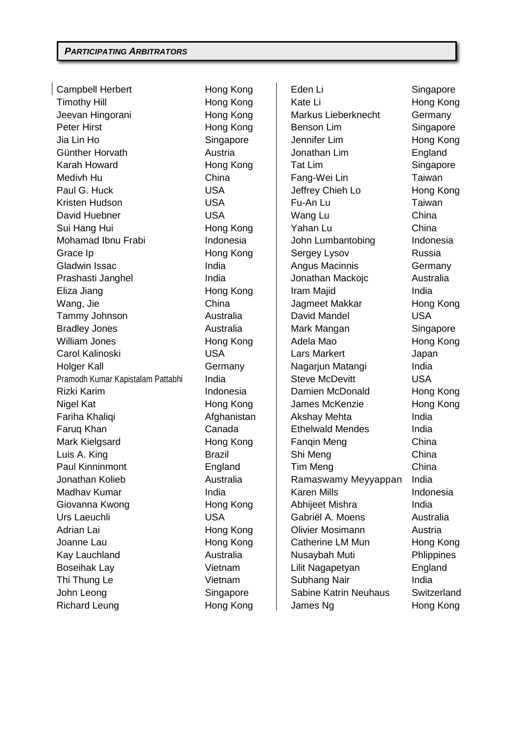***PARTICIPATING ARBITRATORS***

| Name | Country |
| --- | --- |
| Campbell Herbert | Hong Kong |
| Timothy Hill | Hong Kong |
| Jeevan Hingorani | Hong Kong |
| Peter Hirst | Hong Kong |
| Jia Lin Ho | Singapore |
| Günther Horvath | Austria |
| Karah Howard | Hong Kong |
| Medivh Hu | China |
| Paul G. Huck | USA |
| Kristen Hudson | USA |
| David Huebner | USA |
| Sui Hang Hui | Hong Kong |
| Mohamad Ibnu Frabi | Indonesia |
| Grace Ip | Hong Kong |
| Gladwin Issac | India |
| Prashasti Janghel | India |
| Eliza Jiang | Hong Kong |
| Wang, Jie | China |
| Tammy Johnson | Australia |
| Bradley Jones | Australia |
| William Jones | Hong Kong |
| Carol Kalinoski | USA |
| Holger Kall | Germany |
| Pramodh Kumar Kapistalam Pattabhi | India |
| Rizki Karim | Indonesia |
| Nigel Kat | Hong Kong |
| Fariha Khaliqi | Afghanistan |
| Faruq Khan | Canada |
| Mark Kielgsard | Hong Kong |
| Luis A. King | Brazil |
| Paul Kinninmont | England |
| Jonathan Kolieb | Australia |
| Madhav Kumar | India |
| Giovanna Kwong | Hong Kong |
| Urs Laeuchli | USA |
| Adrian Lai | Hong Kong |
| Joanne Lau | Hong Kong |
| Kay Lauchland | Australia |
| Boseihak Lay | Vietnam |
| Thi Thung Le | Vietnam |
| John Leong | Singapore |
| Richard Leung | Hong Kong |
| Eden Li | Singapore |
| Kate Li | Hong Kong |
| Markus Lieberknecht | Germany |
| Benson Lim | Singapore |
| Jennifer Lim | Hong Kong |
| Jonathan Lim | England |
| Tat Lim | Singapore |
| Fang-Wei Lin | Taiwan |
| Jeffrey Chieh Lo | Hong Kong |
| Fu-An Lu | Taiwan |
| Wang Lu | China |
| Yahan Lu | China |
| John Lumbantobing | Indonesia |
| Sergey Lysov | Russia |
| Angus Macinnis | Germany |
| Jonathan Mackojc | Australia |
| Iram Majid | India |
| Jagmeet Makkar | Hong Kong |
| David Mandel | USA |
| Mark Mangan | Singapore |
| Adela Mao | Hong Kong |
| Lars Markert | Japan |
| Nagarjun Matangi | India |
| Steve McDevitt | USA |
| Damien McDonald | Hong Kong |
| James McKenzie | Hong Kong |
| Akshay Mehta | India |
| Ethelwald Mendes | India |
| Fanqin Meng | China |
| Shi Meng | China |
| Tim Meng | China |
| Ramaswamy Meyyappan | India |
| Karen Mills | Indonesia |
| Abhijeet Mishra | India |
| Gabriël A. Moens | Australia |
| Olivier Mosimann | Austria |
| Catherine LM Mun | Hong Kong |
| Nusaybah Muti | Phlippines |
| Lilit Nagapetyan | England |
| Subhang Nair | India |
| Sabine Katrin Neuhaus | Switzerland |
| James Ng | Hong Kong |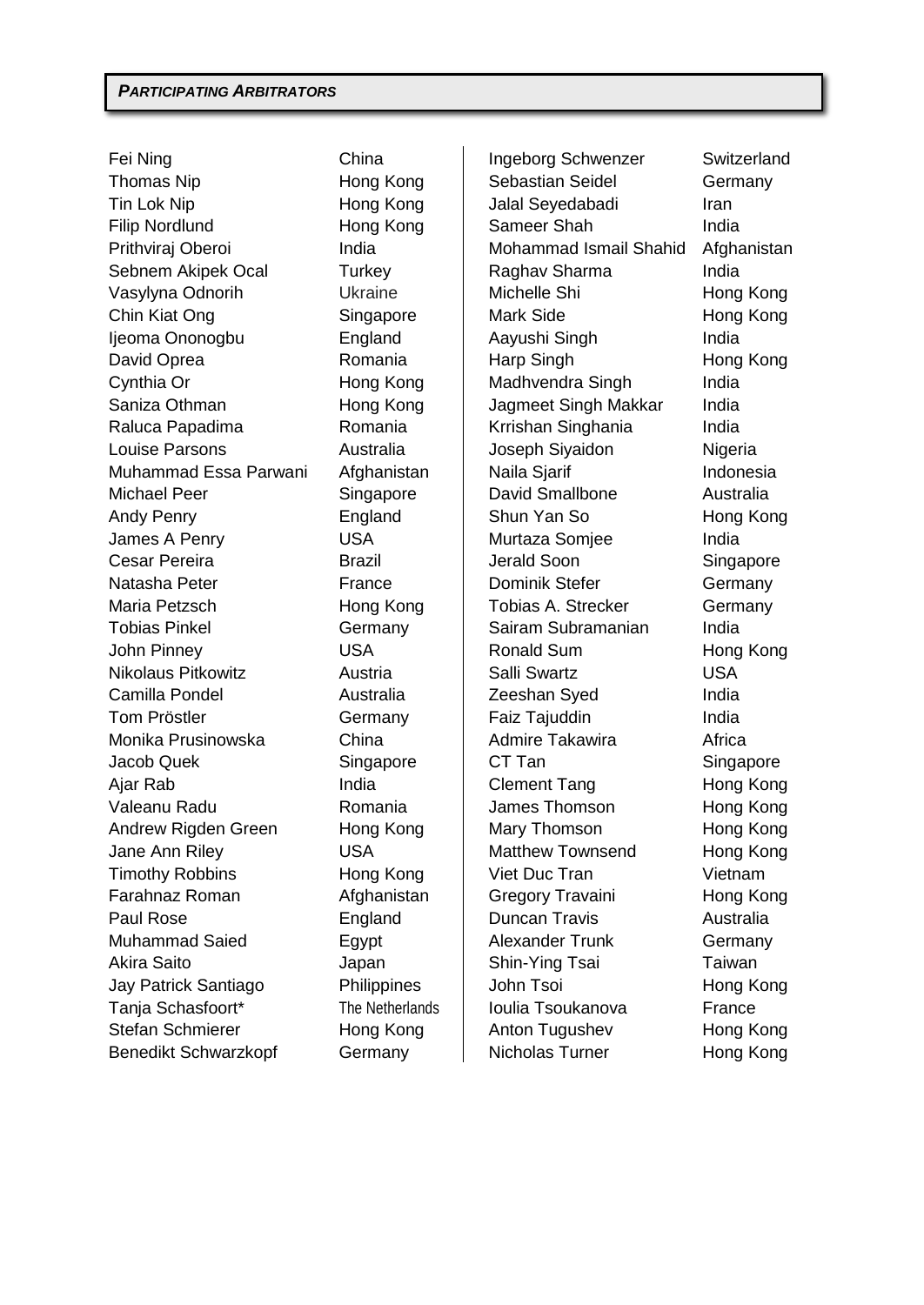***PARTICIPATING ARBITRATORS***

| Name | Country |
|---|---|
| Fei Ning | China |
| Thomas Nip | Hong Kong |
| Tin Lok Nip | Hong Kong |
| Filip Nordlund | Hong Kong |
| Prithviraj Oberoi | India |
| Sebnem Akipek Ocal | Turkey |
| Vasylyna Odnorih | Ukraine |
| Chin Kiat Ong | Singapore |
| Ijeoma Ononogbu | England |
| David Oprea | Romania |
| Cynthia Or | Hong Kong |
| Saniza Othman | Hong Kong |
| Raluca Papadima | Romania |
| Louise Parsons | Australia |
| Muhammad Essa Parwani | Afghanistan |
| Michael Peer | Singapore |
| Andy Penry | England |
| James A Penry | USA |
| Cesar Pereira | Brazil |
| Natasha Peter | France |
| Maria Petzsch | Hong Kong |
| Tobias Pinkel | Germany |
| John Pinney | USA |
| Nikolaus Pitkowitz | Austria |
| Camilla Pondel | Australia |
| Tom Pröstler | Germany |
| Monika Prusinowska | China |
| Jacob Quek | Singapore |
| Ajar Rab | India |
| Valeanu Radu | Romania |
| Andrew Rigden Green | Hong Kong |
| Jane Ann Riley | USA |
| Timothy Robbins | Hong Kong |
| Farahnaz Roman | Afghanistan |
| Paul Rose | England |
| Muhammad Saied | Egypt |
| Akira Saito | Japan |
| Jay Patrick Santiago | Philippines |
| Tanja Schasfoort* | The Netherlands |
| Stefan Schmierer | Hong Kong |
| Benedikt Schwarzkopf | Germany |
| Ingeborg Schwenzer | Switzerland |
| Sebastian Seidel | Germany |
| Jalal Seyedabadi | Iran |
| Sameer Shah | India |
| Mohammad Ismail Shahid | Afghanistan |
| Raghav Sharma | India |
| Michelle Shi | Hong Kong |
| Mark Side | Hong Kong |
| Aayushi Singh | India |
| Harp Singh | Hong Kong |
| Madhvendra Singh | India |
| Jagmeet Singh Makkar | India |
| Krrishan Singhania | India |
| Joseph Siyaidon | Nigeria |
| Naila Sjarif | Indonesia |
| David Smallbone | Australia |
| Shun Yan So | Hong Kong |
| Murtaza Somjee | India |
| Jerald Soon | Singapore |
| Dominik Stefer | Germany |
| Tobias A. Strecker | Germany |
| Sairam Subramanian | India |
| Ronald Sum | Hong Kong |
| Salli Swartz | USA |
| Zeeshan Syed | India |
| Faiz Tajuddin | India |
| Admire Takawira | Africa |
| CT Tan | Singapore |
| Clement Tang | Hong Kong |
| James Thomson | Hong Kong |
| Mary Thomson | Hong Kong |
| Matthew Townsend | Hong Kong |
| Viet Duc Tran | Vietnam |
| Gregory Travaini | Hong Kong |
| Duncan Travis | Australia |
| Alexander Trunk | Germany |
| Shin-Ying Tsai | Taiwan |
| John Tsoi | Hong Kong |
| Ioulia Tsoukanova | France |
| Anton Tugushev | Hong Kong |
| Nicholas Turner | Hong Kong |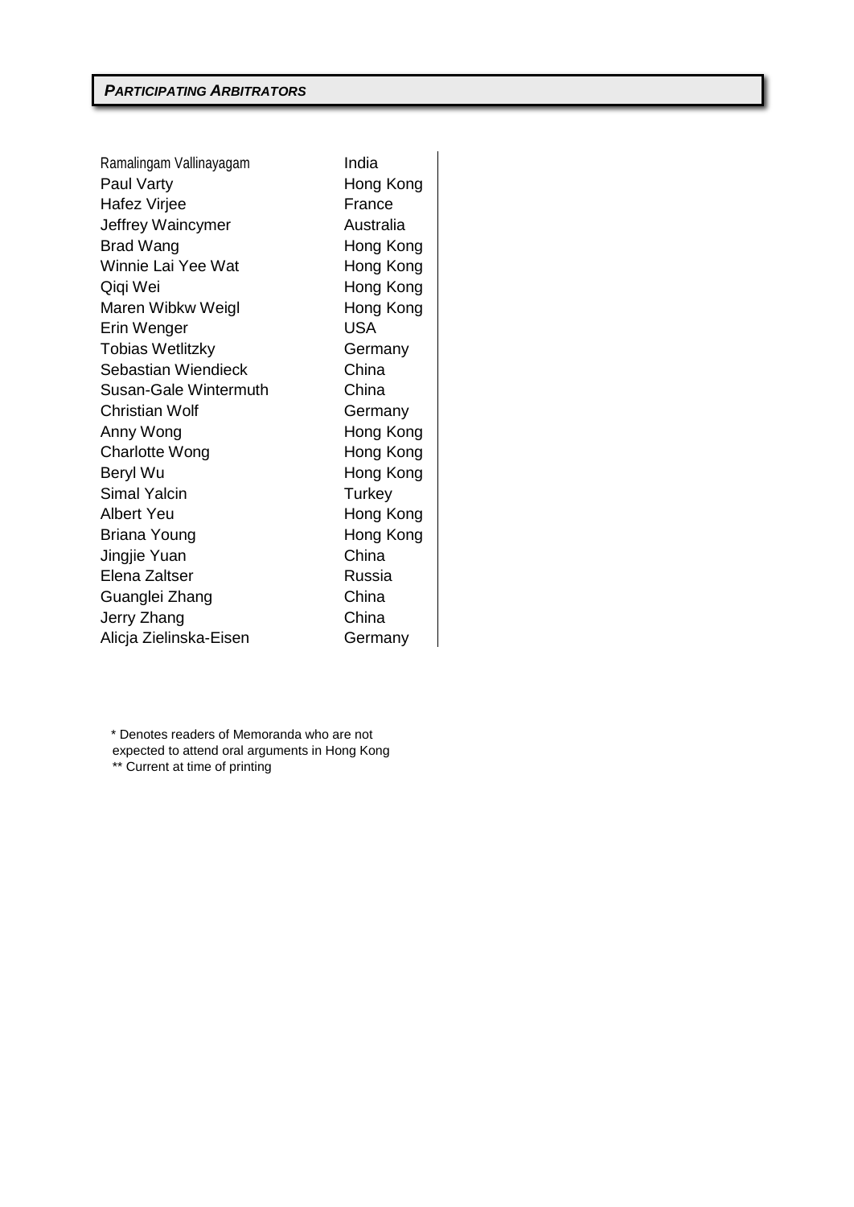***PARTICIPATING ARBITRATORS***

| | |
|---|---|
| Ramalingam Vallinayagam | India |
| Paul Varty | Hong Kong |
| Hafez Virjee | France |
| Jeffrey Waincymer | Australia |
| Brad Wang | Hong Kong |
| Winnie Lai Yee Wat | Hong Kong |
| Qiqi Wei | Hong Kong |
| Maren Wibkw Weigl | Hong Kong |
| Erin Wenger | USA |
| Tobias Wetlitzky | Germany |
| Sebastian Wiendieck | China |
| Susan-Gale Wintermuth | China |
| Christian Wolf | Germany |
| Anny Wong | Hong Kong |
| Charlotte Wong | Hong Kong |
| Beryl Wu | Hong Kong |
| Simal Yalcin | Turkey |
| Albert Yeu | Hong Kong |
| Briana Young | Hong Kong |
| Jingjie Yuan | China |
| Elena Zaltser | Russia |
| Guanglei Zhang | China |
| Jerry Zhang | China |
| Alicja Zielinska-Eisen | Germany |

\* Denotes readers of Memoranda who are not expected to attend oral arguments in Hong Kong

\*\* Current at time of printing